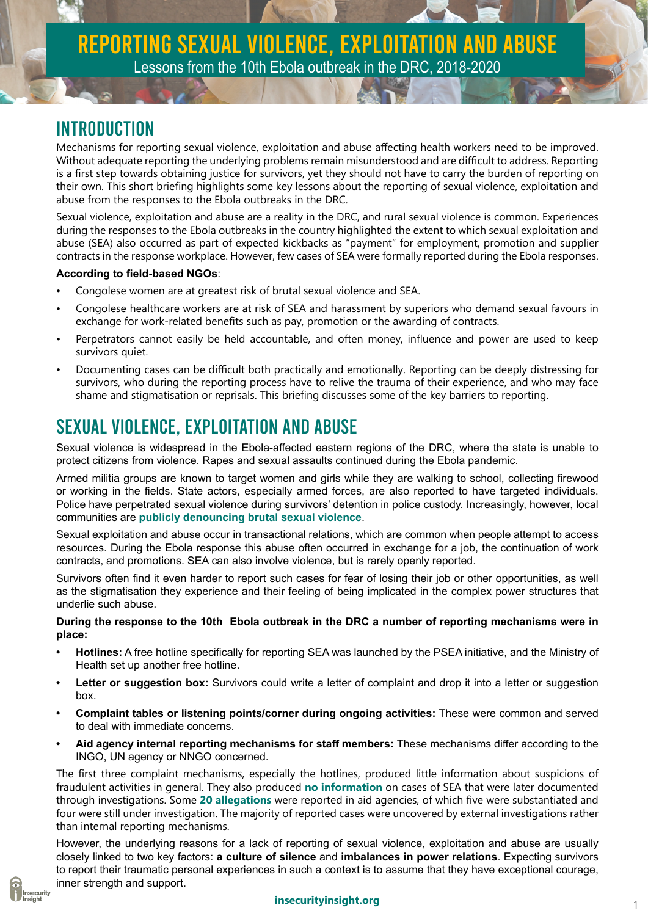# REPORTING SEXUAL VIOLENCE, EXPLOITATION AND ABUSE

Lessons from the 10th Ebola outbreak in the DRC, 2018-2020

## INTRODUCTION

Mechanisms for reporting sexual violence, exploitation and abuse affecting health workers need to be improved. Without adequate reporting the underlying problems remain misunderstood and are difficult to address. Reporting is a first step towards obtaining justice for survivors, yet they should not have to carry the burden of reporting on their own. This short briefing highlights some key lessons about the reporting of sexual violence, exploitation and abuse from the responses to the Ebola outbreaks in the DRC.

Sexual violence, exploitation and abuse are a reality in the DRC, and rural sexual violence is common. Experiences during the responses to the Ebola outbreaks in the country highlighted the extent to which sexual exploitation and abuse (SEA) also occurred as part of expected kickbacks as "payment" for employment, promotion and supplier contracts in the response workplace. However, few cases of SEA were formally reported during the Ebola responses.

**According to field-based NGOs**:

- Congolese women are at greatest risk of brutal sexual violence and SEA.
- Congolese healthcare workers are at risk of SEA and harassment by superiors who demand sexual favours in exchange for work-related benefits such as pay, promotion or the awarding of contracts.
- Perpetrators cannot easily be held accountable, and often money, influence and power are used to keep survivors quiet.
- Documenting cases can be difficult both practically and emotionally. Reporting can be deeply distressing for survivors, who during the reporting process have to relive the trauma of their experience, and who may face shame and stigmatisation or reprisals. This briefing discusses some of the key barriers to reporting.

## SEXUAL VIOLENCE, EXPLOITATION AND ABUSE

Sexual violence is widespread in the Ebola-affected eastern regions of the DRC, where the state is unable to protect citizens from violence. Rapes and sexual assaults continued during the Ebola pandemic.

Armed militia groups are known to target women and girls while they are walking to school, collecting firewood or working in the fields. State actors, especially armed forces, are also reported to have targeted individuals. Police have perpetrated sexual violence during survivors' detention in police custody. Increasingly, however, local communities are **publicly denouncing brutal sexual violence**.

Sexual exploitation and abuse occur in transactional relations, which are common when people attempt to access resources. During the Ebola response this abuse often occurred in exchange for a job, the continuation of work contracts, and promotions. SEA can also involve violence, but is rarely openly reported.

Survivors often find it even harder to report such cases for fear of losing their job or other opportunities, as well as the stigmatisation they experience and their feeling of being implicated in the complex power structures that underlie such abuse.

**During the response to the 10th Ebola outbreak in the DRC a number of reporting mechanisms were in place:**

- **Hotlines:** A free hotline specifically for reporting SEA was launched by the PSEA initiative, and the Ministry of Health set up another free hotline.
- **Letter or suggestion box:** Survivors could write a letter of complaint and drop it into a letter or suggestion box.
- **Complaint tables or listening points/corner during ongoing activities:** These were common and served to deal with immediate concerns.
- **Aid agency internal reporting mechanisms for staff members:** These mechanisms differ according to the INGO, UN agency or NNGO concerned.

The first three complaint mechanisms, especially the hotlines, produced little information about suspicions of fraudulent activities in general. They also produced **no information** on cases of SEA that were later documented through investigations. Some **20 allegations** were reported in aid agencies, of which five were substantiated and four were still under investigation. The majority of reported cases were uncovered by external investigations rather than internal reporting mechanisms.

However, the underlying reasons for a lack of reporting of sexual violence, exploitation and abuse are usually closely linked to two key factors: **a culture of silence** and **imbalances in power relations**. Expecting survivors to report their traumatic personal experiences in such a context is to assume that they have exceptional courage, inner strength and support.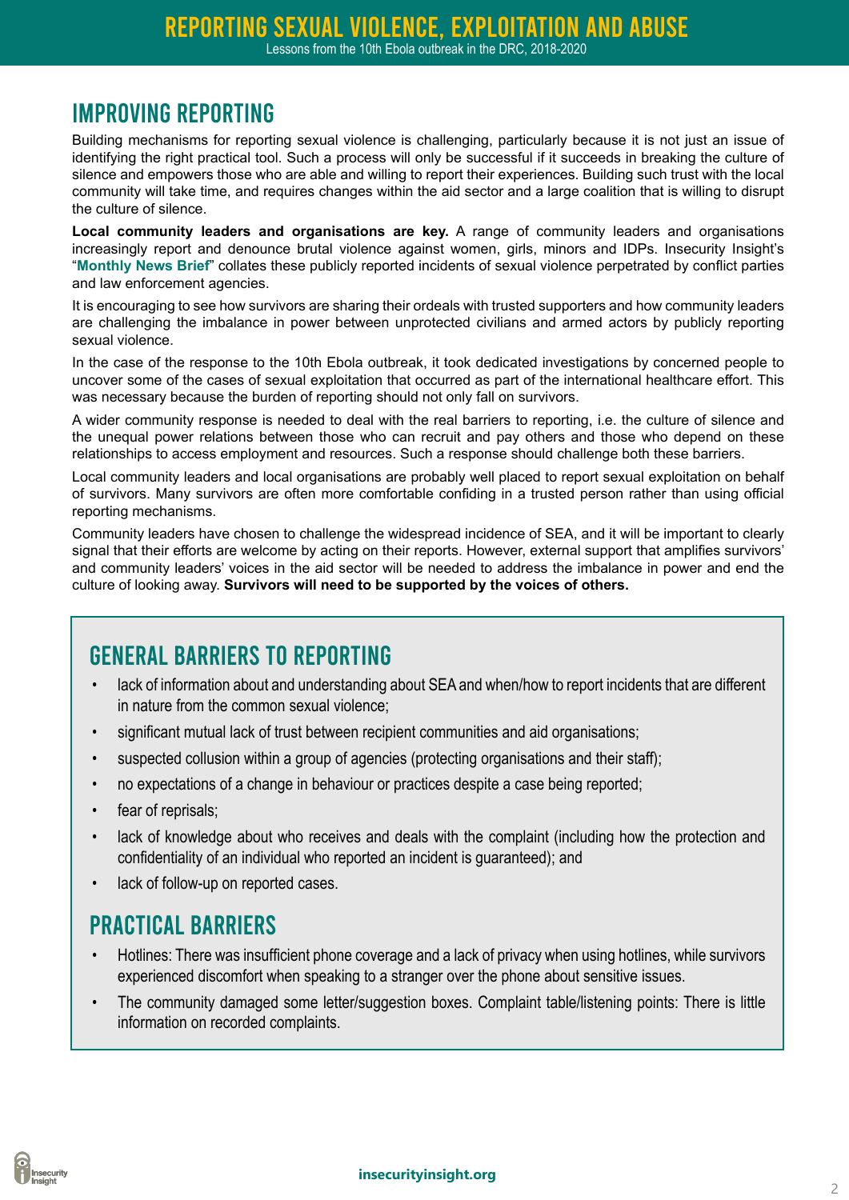## IMPROVING REPORTING

Building mechanisms for reporting sexual violence is challenging, particularly because it is not just an issue of identifying the right practical tool. Such a process will only be successful if it succeeds in breaking the culture of silence and empowers those who are able and willing to report their experiences. Building such trust with the local community will take time, and requires changes within the aid sector and a large coalition that is willing to disrupt the culture of silence.

**Local community leaders and organisations are key.** A range of community leaders and organisations increasingly report and denounce brutal violence against women, girls, minors and IDPs. Insecurity Insight's "**Monthly News Brief**" collates these publicly reported incidents of sexual violence perpetrated by conflict parties and law enforcement agencies.

It is encouraging to see how survivors are sharing their ordeals with trusted supporters and how community leaders are challenging the imbalance in power between unprotected civilians and armed actors by publicly reporting sexual violence.

In the case of the response to the 10th Ebola outbreak, it took dedicated investigations by concerned people to uncover some of the cases of sexual exploitation that occurred as part of the international healthcare effort. This was necessary because the burden of reporting should not only fall on survivors.

A wider community response is needed to deal with the real barriers to reporting, i.e. the culture of silence and the unequal power relations between those who can recruit and pay others and those who depend on these relationships to access employment and resources. Such a response should challenge both these barriers.

Local community leaders and local organisations are probably well placed to report sexual exploitation on behalf of survivors. Many survivors are often more comfortable confiding in a trusted person rather than using official reporting mechanisms.

Community leaders have chosen to challenge the widespread incidence of SEA, and it will be important to clearly signal that their efforts are welcome by acting on their reports. However, external support that amplifies survivors' and community leaders' voices in the aid sector will be needed to address the imbalance in power and end the culture of looking away. **Survivors will need to be supported by the voices of others.**

### GENERAL BARRIERS TO REPORTING

- lack of information about and understanding about SEA and when/how to report incidents that are different in nature from the common sexual violence;
- significant mutual lack of trust between recipient communities and aid organisations;
- suspected collusion within a group of agencies (protecting organisations and their staff);
- no expectations of a change in behaviour or practices despite a case being reported;
- fear of reprisals;
- lack of knowledge about who receives and deals with the complaint (including how the protection and confidentiality of an individual who reported an incident is guaranteed); and
- lack of follow-up on reported cases.

### PRACTICAL BARRIERS

- Hotlines: There was insufficient phone coverage and a lack of privacy when using hotlines, while survivors experienced discomfort when speaking to a stranger over the phone about sensitive issues.
- The community damaged some letter/suggestion boxes. Complaint table/listening points: There is little information on recorded complaints.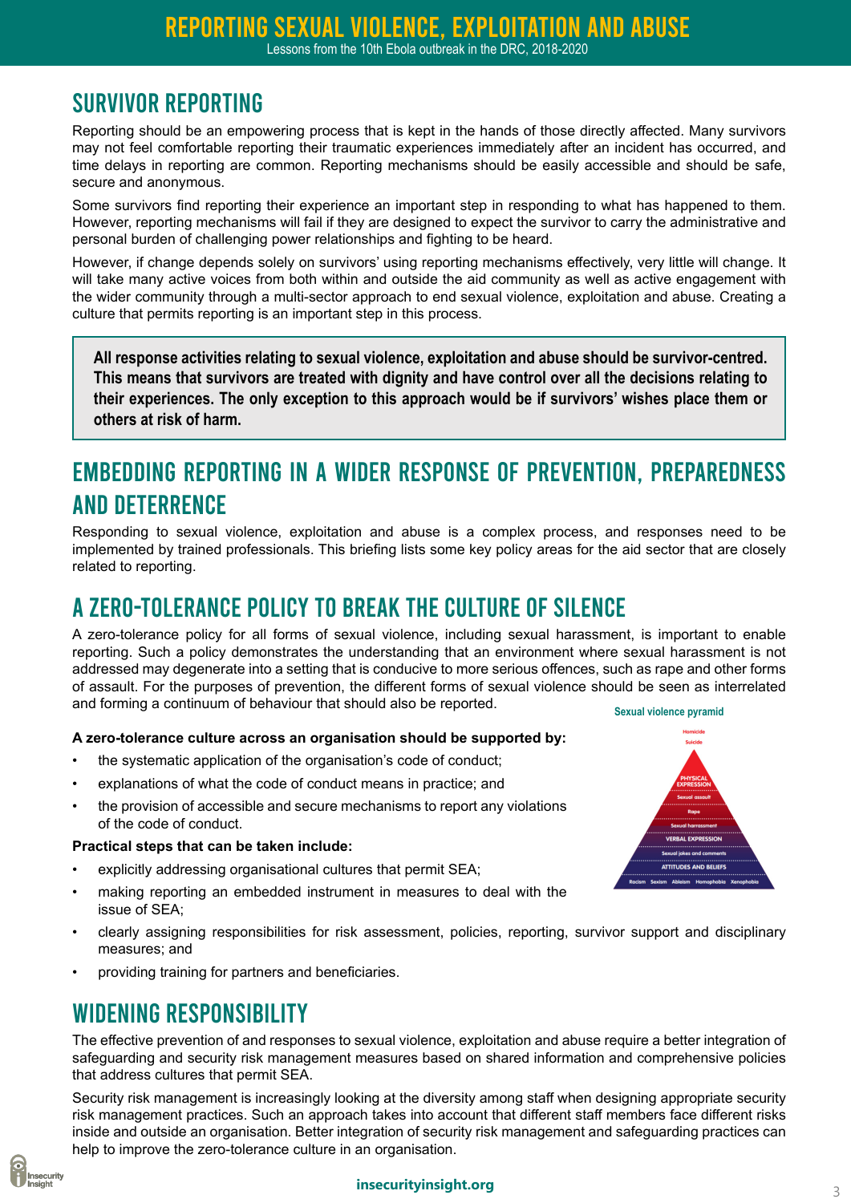## SURVIVOR REPORTING

Reporting should be an empowering process that is kept in the hands of those directly affected. Many survivors may not feel comfortable reporting their traumatic experiences immediately after an incident has occurred, and time delays in reporting are common. Reporting mechanisms should be easily accessible and should be safe, secure and anonymous.

Some survivors find reporting their experience an important step in responding to what has happened to them. However, reporting mechanisms will fail if they are designed to expect the survivor to carry the administrative and personal burden of challenging power relationships and fighting to be heard.

However, if change depends solely on survivors' using reporting mechanisms effectively, very little will change. It will take many active voices from both within and outside the aid community as well as active engagement with the wider community through a multi-sector approach to end sexual violence, exploitation and abuse. Creating a culture that permits reporting is an important step in this process.

> **All response activities relating to sexual violence, exploitation and abuse should be survivor-centred. This means that survivors are treated with dignity and have control over all the decisions relating to their experiences. The only exception to this approach would be if survivors' wishes place them or others at risk of harm.**

## EMBEDDING REPORTING IN A WIDER RESPONSE OF PREVENTION, PREPAREDNESS AND DETERRENCE

Responding to sexual violence, exploitation and abuse is a complex process, and responses need to be implemented by trained professionals. This briefing lists some key policy areas for the aid sector that are closely related to reporting.

## A ZERO-TOLERANCE POLICY TO BREAK THE CULTURE OF SILENCE

A zero-tolerance policy for all forms of sexual violence, including sexual harassment, is important to enable reporting. Such a policy demonstrates the understanding that an environment where sexual harassment is not addressed may degenerate into a setting that is conducive to more serious offences, such as rape and other forms of assault. For the purposes of prevention, the different forms of sexual violence should be seen as interrelated and forming a continuum of behaviour that should also be reported.

**Sexual violence pyramid**

- Homicide
- Suicide
- PHYSICAL EXPRESSION
- Sexual assault
- Rape
- Sexual harassment
- VERBAL EXPRESSION
- Sexual jokes and comments
- ATTITUDES AND BELIEFS
- Racism Sexism Ableism Homophobia Xenophobia

**A zero-tolerance culture across an organisation should be supported by:**

- the systematic application of the organisation's code of conduct;
- explanations of what the code of conduct means in practice; and
- the provision of accessible and secure mechanisms to report any violations of the code of conduct.

**Practical steps that can be taken include:**

- explicitly addressing organisational cultures that permit SEA;
- making reporting an embedded instrument in measures to deal with the issue of SEA;
- clearly assigning responsibilities for risk assessment, policies, reporting, survivor support and disciplinary measures; and
- providing training for partners and beneficiaries.

## WIDENING RESPONSIBILITY

The effective prevention of and responses to sexual violence, exploitation and abuse require a better integration of safeguarding and security risk management measures based on shared information and comprehensive policies that address cultures that permit SEA.

Security risk management is increasingly looking at the diversity among staff when designing appropriate security risk management practices. Such an approach takes into account that different staff members face different risks inside and outside an organisation. Better integration of security risk management and safeguarding practices can help to improve the zero-tolerance culture in an organisation.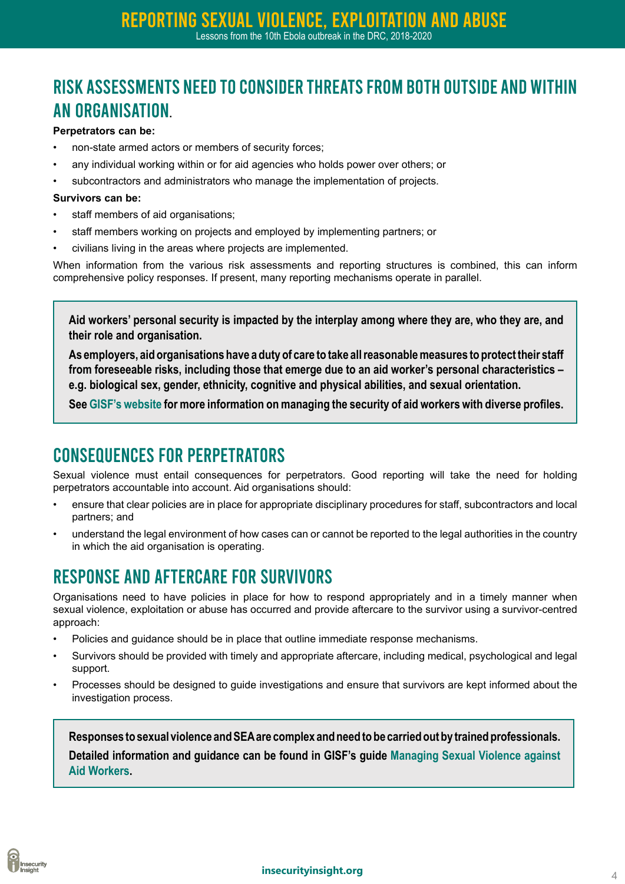## RISK ASSESSMENTS NEED TO CONSIDER THREATS FROM BOTH OUTSIDE AND WITHIN AN ORGANISATION.

**Perpetrators can be:**

- non-state armed actors or members of security forces;
- any individual working within or for aid agencies who holds power over others; or
- subcontractors and administrators who manage the implementation of projects.

**Survivors can be:**

- staff members of aid organisations;
- staff members working on projects and employed by implementing partners; or
- civilians living in the areas where projects are implemented.

When information from the various risk assessments and reporting structures is combined, this can inform comprehensive policy responses. If present, many reporting mechanisms operate in parallel.

> **Aid workers' personal security is impacted by the interplay among where they are, who they are, and their role and organisation.**
>
> **As employers, aid organisations have a duty of care to take all reasonable measures to protect their staff from foreseeable risks, including those that emerge due to an aid worker's personal characteristics – e.g. biological sex, gender, ethnicity, cognitive and physical abilities, and sexual orientation.**
>
> **See GISF's website for more information on managing the security of aid workers with diverse profiles.**

## CONSEQUENCES FOR PERPETRATORS

Sexual violence must entail consequences for perpetrators. Good reporting will take the need for holding perpetrators accountable into account. Aid organisations should:

- ensure that clear policies are in place for appropriate disciplinary procedures for staff, subcontractors and local partners; and
- understand the legal environment of how cases can or cannot be reported to the legal authorities in the country in which the aid organisation is operating.

## RESPONSE AND AFTERCARE FOR SURVIVORS

Organisations need to have policies in place for how to respond appropriately and in a timely manner when sexual violence, exploitation or abuse has occurred and provide aftercare to the survivor using a survivor-centred approach:

- Policies and guidance should be in place that outline immediate response mechanisms.
- Survivors should be provided with timely and appropriate aftercare, including medical, psychological and legal support.
- Processes should be designed to guide investigations and ensure that survivors are kept informed about the investigation process.

> **Responses to sexual violence and SEA are complex and need to be carried out by trained professionals.**
>
> **Detailed information and guidance can be found in GISF's guide Managing Sexual Violence against Aid Workers.**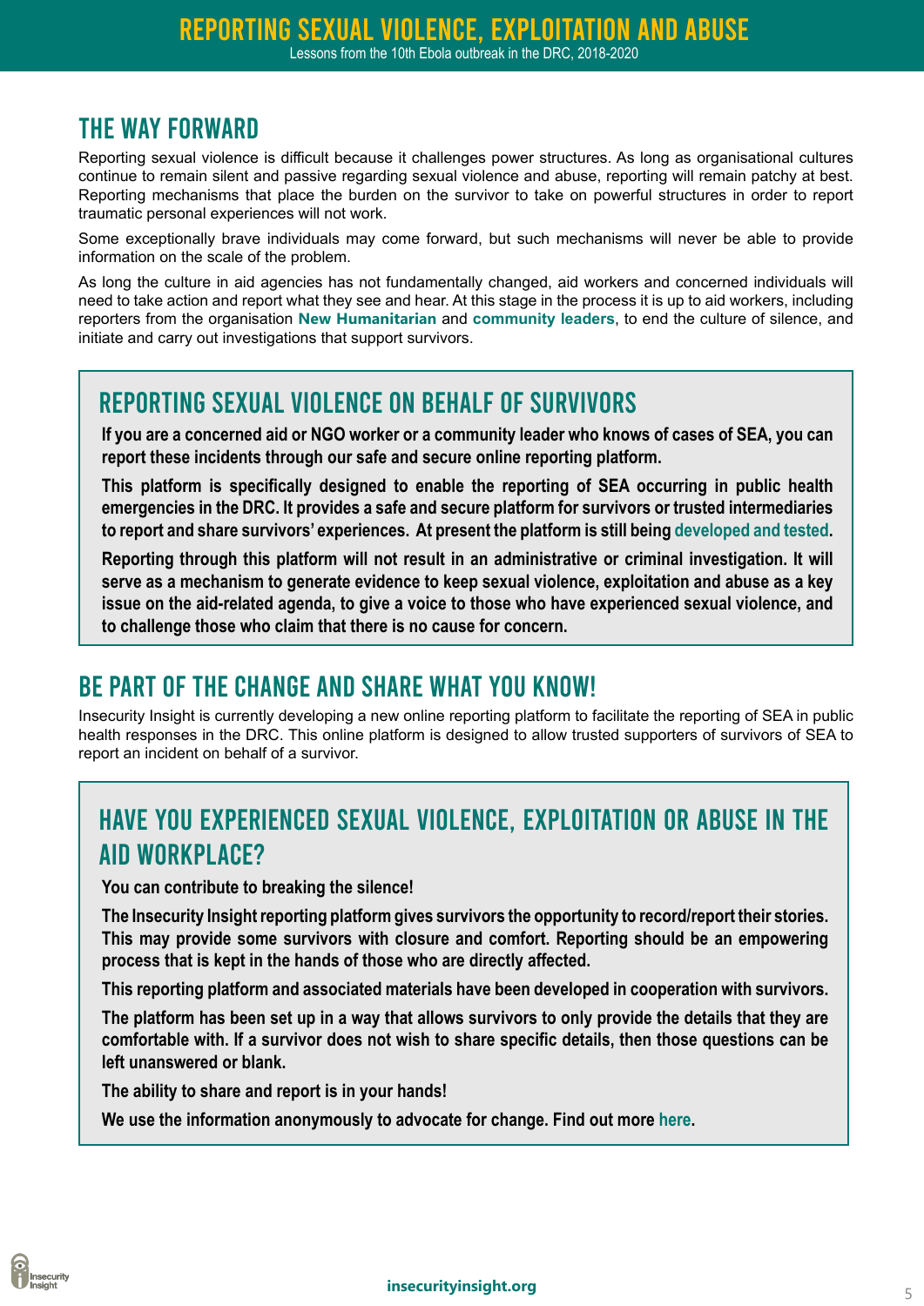## THE WAY FORWARD

Reporting sexual violence is difficult because it challenges power structures. As long as organisational cultures continue to remain silent and passive regarding sexual violence and abuse, reporting will remain patchy at best. Reporting mechanisms that place the burden on the survivor to take on powerful structures in order to report traumatic personal experiences will not work.

Some exceptionally brave individuals may come forward, but such mechanisms will never be able to provide information on the scale of the problem.

As long the culture in aid agencies has not fundamentally changed, aid workers and concerned individuals will need to take action and report what they see and hear. At this stage in the process it is up to aid workers, including reporters from the organisation **New Humanitarian** and **community leaders**, to end the culture of silence, and initiate and carry out investigations that support survivors.

### REPORTING SEXUAL VIOLENCE ON BEHALF OF SURVIVORS

**If you are a concerned aid or NGO worker or a community leader who knows of cases of SEA, you can report these incidents through our safe and secure online reporting platform.**

**This platform is specifically designed to enable the reporting of SEA occurring in public health emergencies in the DRC. It provides a safe and secure platform for survivors or trusted intermediaries to report and share survivors' experiences. At present the platform is still being developed and tested.**

**Reporting through this platform will not result in an administrative or criminal investigation. It will serve as a mechanism to generate evidence to keep sexual violence, exploitation and abuse as a key issue on the aid-related agenda, to give a voice to those who have experienced sexual violence, and to challenge those who claim that there is no cause for concern.**

## BE PART OF THE CHANGE AND SHARE WHAT YOU KNOW!

Insecurity Insight is currently developing a new online reporting platform to facilitate the reporting of SEA in public health responses in the DRC. This online platform is designed to allow trusted supporters of survivors of SEA to report an incident on behalf of a survivor.

### HAVE YOU EXPERIENCED SEXUAL VIOLENCE, EXPLOITATION OR ABUSE IN THE AID WORKPLACE?

**You can contribute to breaking the silence!**

**The Insecurity Insight reporting platform gives survivors the opportunity to record/report their stories. This may provide some survivors with closure and comfort. Reporting should be an empowering process that is kept in the hands of those who are directly affected.**

**This reporting platform and associated materials have been developed in cooperation with survivors.**

**The platform has been set up in a way that allows survivors to only provide the details that they are comfortable with. If a survivor does not wish to share specific details, then those questions can be left unanswered or blank.**

**The ability to share and report is in your hands!**

**We use the information anonymously to advocate for change. Find out more here.**